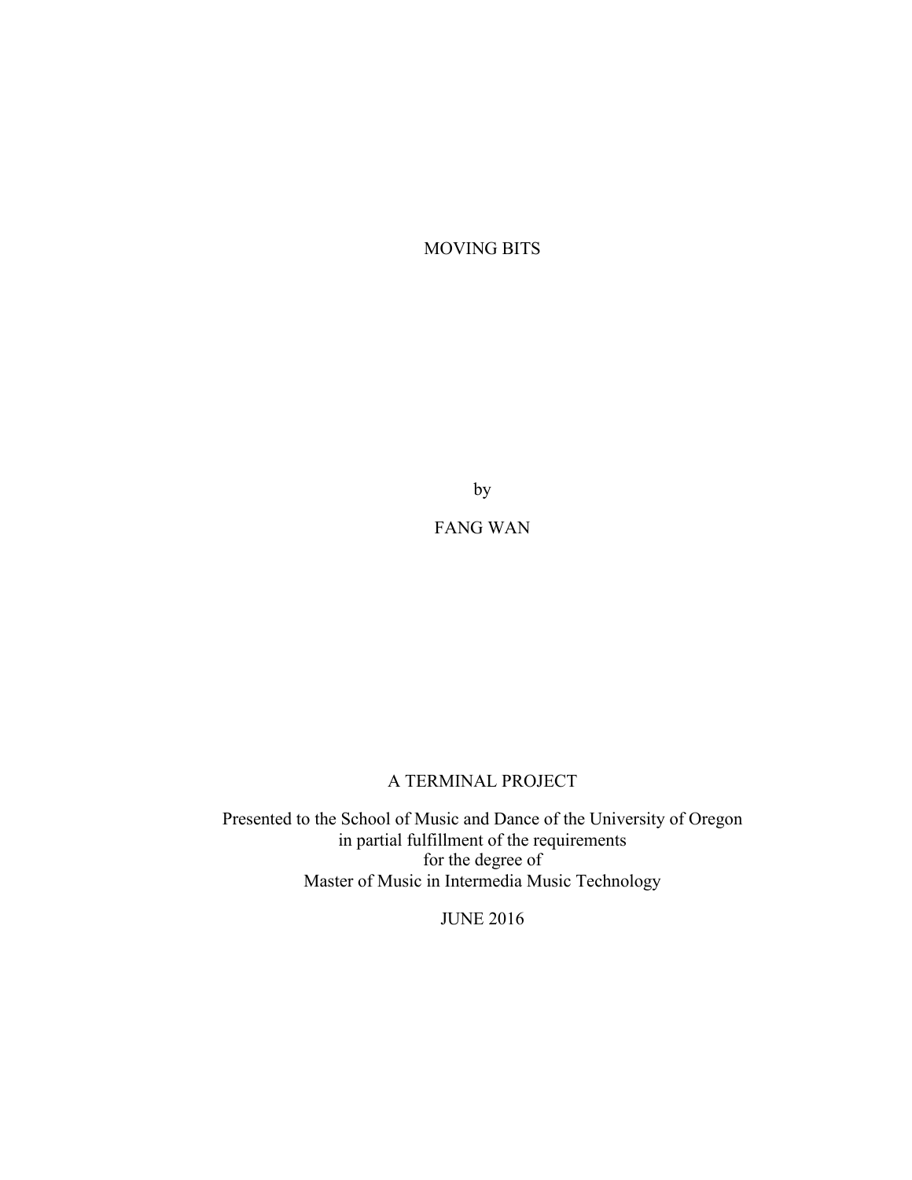# MOVING BITS

by

FANG WAN

A TERMINAL PROJECT

Presented to the School of Music and Dance of the University of Oregon
in partial fulfillment of the requirements
for the degree of
Master of Music in Intermedia Music Technology

JUNE 2016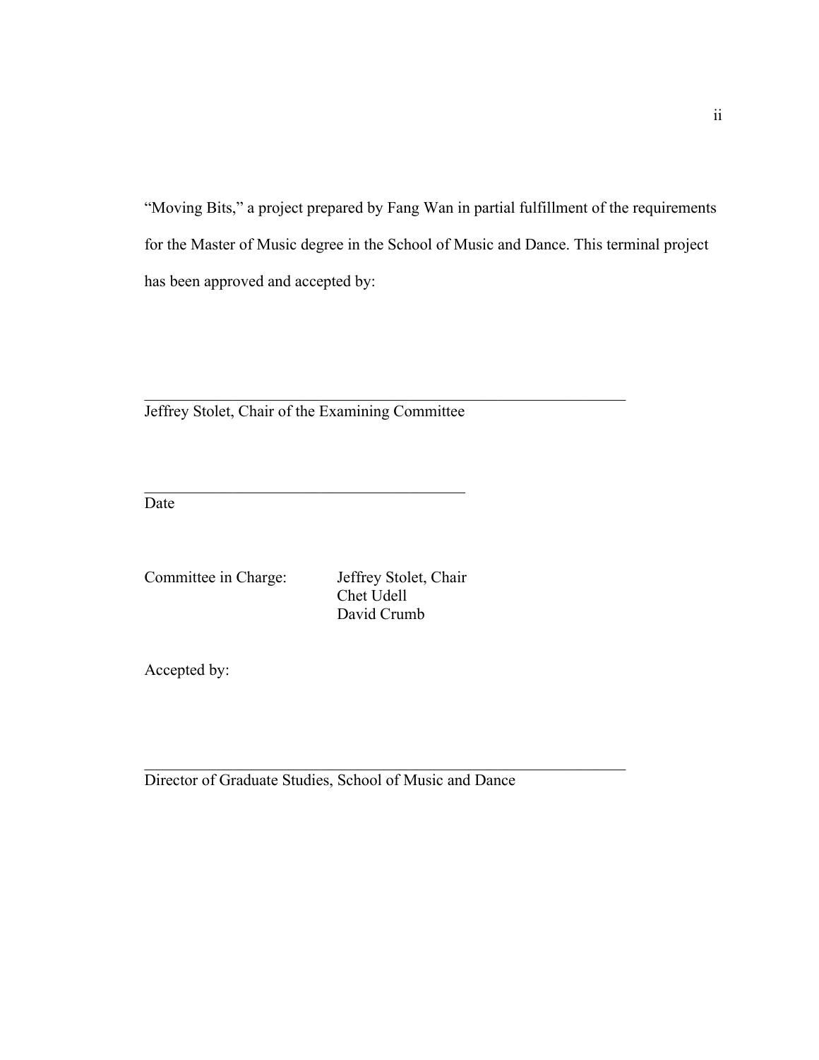"Moving Bits," a project prepared by Fang Wan in partial fulfillment of the requirements for the Master of Music degree in the School of Music and Dance. This terminal project has been approved and accepted by:

\_\_\_\_\_\_\_\_\_\_\_\_\_\_\_\_\_\_\_\_\_\_\_\_\_\_\_\_\_\_\_\_\_\_\_\_\_\_\_\_\_\_\_\_\_\_\_\_\_\_\_\_\_\_\_\_\_\_\_\_

Jeffrey Stolet, Chair of the Examining Committee

\_\_\_\_\_\_\_\_\_\_\_\_\_\_\_\_\_\_\_\_\_\_\_\_\_\_\_\_\_\_\_\_\_\_\_\_\_\_\_\_

Date

Committee in Charge: Jeffrey Stolet, Chair
Chet Udell
David Crumb

Accepted by:

\_\_\_\_\_\_\_\_\_\_\_\_\_\_\_\_\_\_\_\_\_\_\_\_\_\_\_\_\_\_\_\_\_\_\_\_\_\_\_\_\_\_\_\_\_\_\_\_\_\_\_\_\_\_\_\_\_\_\_\_

Director of Graduate Studies, School of Music and Dance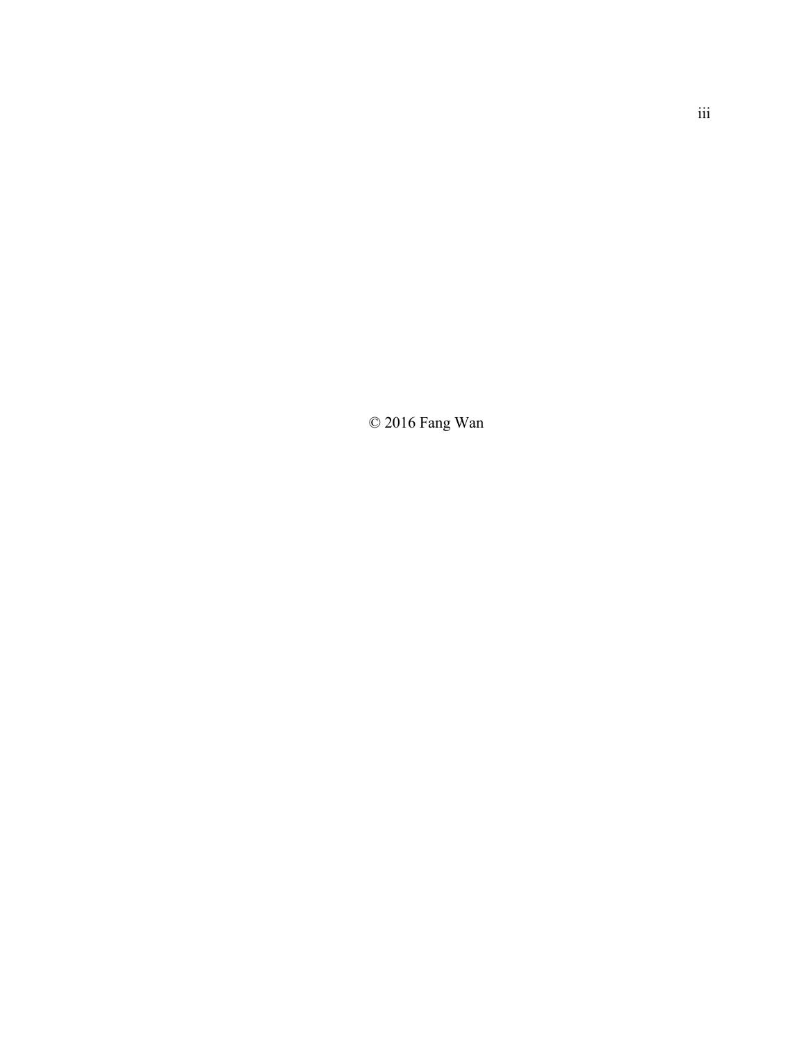© 2016 Fang Wan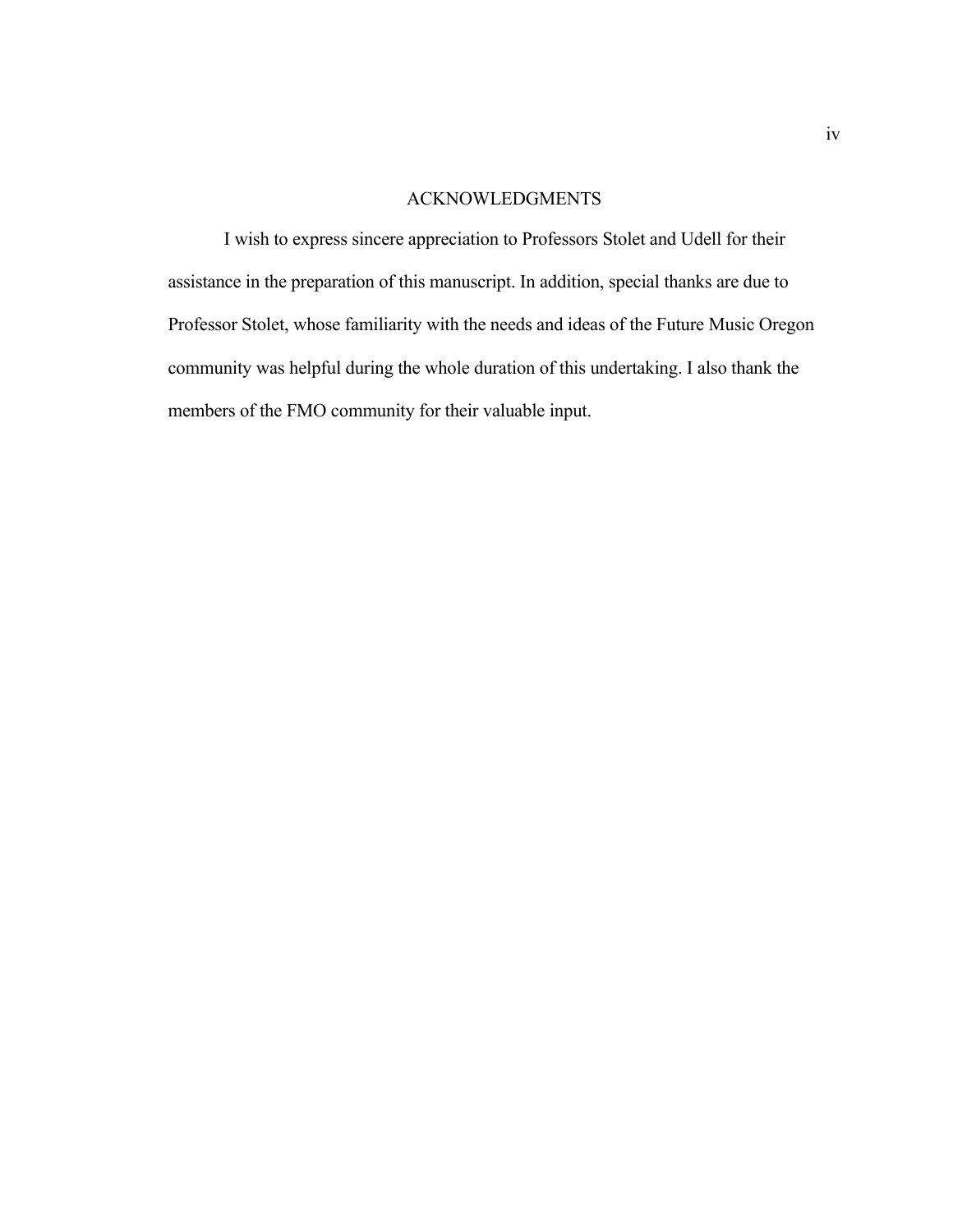# ACKNOWLEDGMENTS

I wish to express sincere appreciation to Professors Stolet and Udell for their assistance in the preparation of this manuscript. In addition, special thanks are due to Professor Stolet, whose familiarity with the needs and ideas of the Future Music Oregon community was helpful during the whole duration of this undertaking. I also thank the members of the FMO community for their valuable input.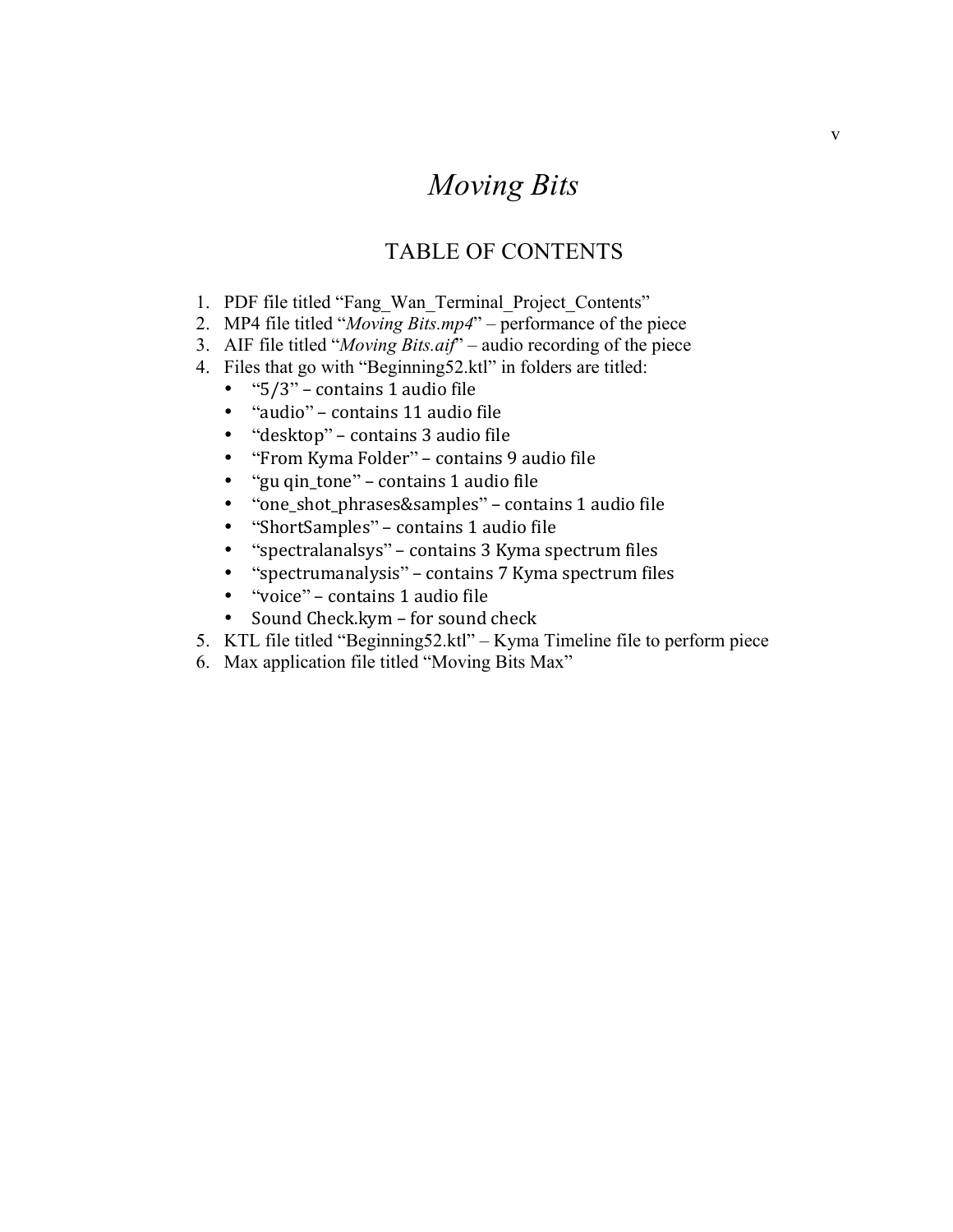# *Moving Bits*

## TABLE OF CONTENTS

1. PDF file titled "Fang_Wan_Terminal_Project_Contents"
2. MP4 file titled "*Moving Bits.mp4*" – performance of the piece
3. AIF file titled "*Moving Bits.aif*" – audio recording of the piece
4. Files that go with "Beginning52.ktl" in folders are titled:
   - "5/3" – contains 1 audio file
   - "audio" – contains 11 audio file
   - "desktop" – contains 3 audio file
   - "From Kyma Folder" – contains 9 audio file
   - "gu qin_tone" – contains 1 audio file
   - "one_shot_phrases&samples" – contains 1 audio file
   - "ShortSamples" – contains 1 audio file
   - "spectralanalsys" – contains 3 Kyma spectrum files
   - "spectrumanalysis" – contains 7 Kyma spectrum files
   - "voice" – contains 1 audio file
   - Sound Check.kym – for sound check
5. KTL file titled "Beginning52.ktl" – Kyma Timeline file to perform piece
6. Max application file titled "Moving Bits Max"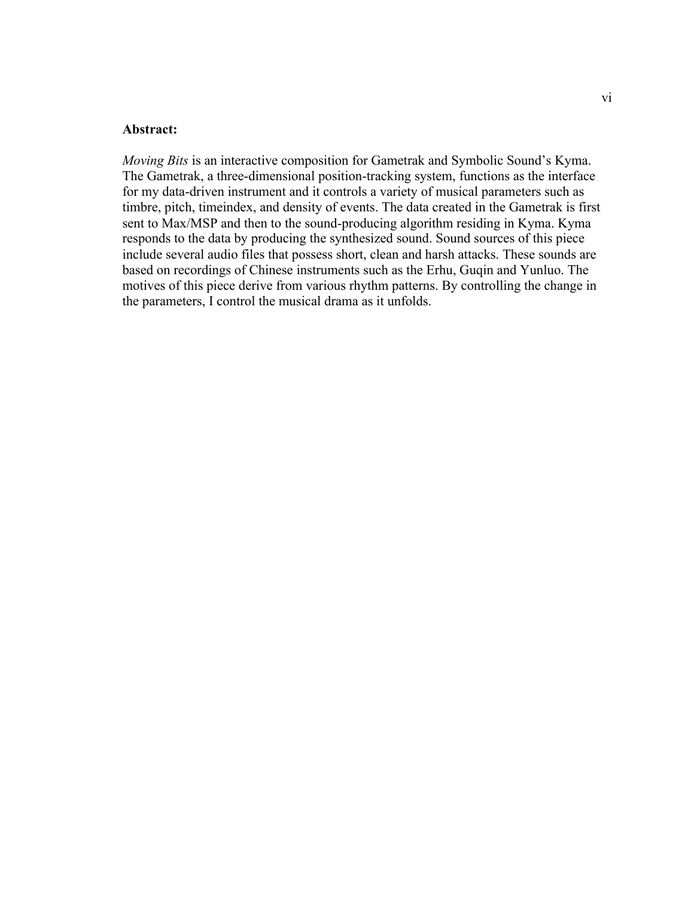**Abstract:**

*Moving Bits* is an interactive composition for Gametrak and Symbolic Sound's Kyma. The Gametrak, a three-dimensional position-tracking system, functions as the interface for my data-driven instrument and it controls a variety of musical parameters such as timbre, pitch, timeindex, and density of events. The data created in the Gametrak is first sent to Max/MSP and then to the sound-producing algorithm residing in Kyma. Kyma responds to the data by producing the synthesized sound. Sound sources of this piece include several audio files that possess short, clean and harsh attacks. These sounds are based on recordings of Chinese instruments such as the Erhu, Guqin and Yunluo. The motives of this piece derive from various rhythm patterns. By controlling the change in the parameters, I control the musical drama as it unfolds.